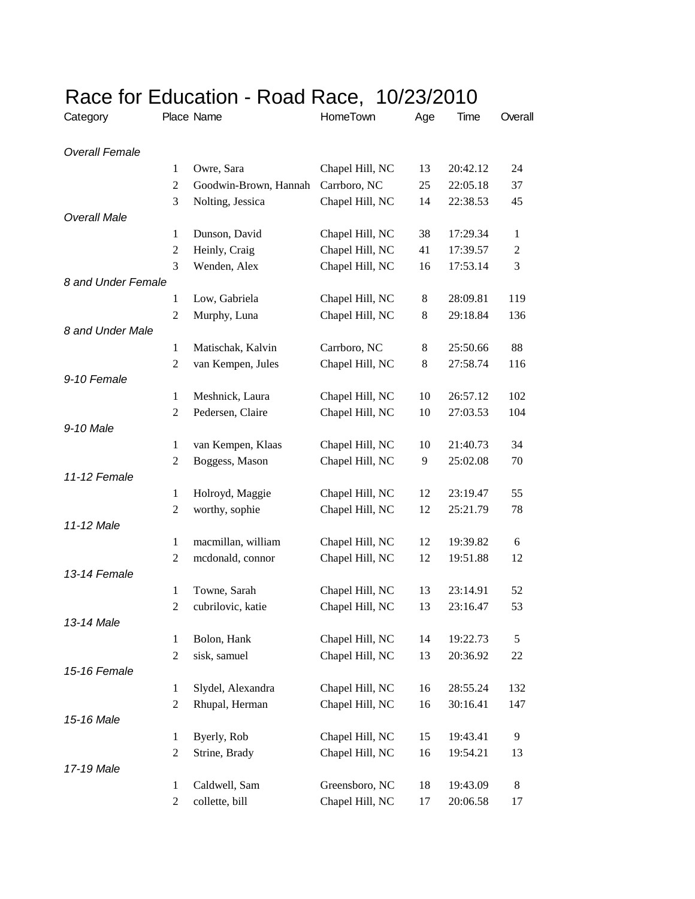# Race for Education - Road Race, 10/23/2010

| Category | Place | Name | HomeTown | Age | Time | Overall |
|---|---|---|---|---|---|---|
| *Overall Female* | | | | | | |
| | 1 | Owre, Sara | Chapel Hill, NC | 13 | 20:42.12 | 24 |
| | 2 | Goodwin-Brown, Hannah | Carrboro, NC | 25 | 22:05.18 | 37 |
| | 3 | Nolting, Jessica | Chapel Hill, NC | 14 | 22:38.53 | 45 |
| *Overall Male* | | | | | | |
| | 1 | Dunson, David | Chapel Hill, NC | 38 | 17:29.34 | 1 |
| | 2 | Heinly, Craig | Chapel Hill, NC | 41 | 17:39.57 | 2 |
| | 3 | Wenden, Alex | Chapel Hill, NC | 16 | 17:53.14 | 3 |
| *8 and Under Female* | | | | | | |
| | 1 | Low, Gabriela | Chapel Hill, NC | 8 | 28:09.81 | 119 |
| | 2 | Murphy, Luna | Chapel Hill, NC | 8 | 29:18.84 | 136 |
| *8 and Under Male* | | | | | | |
| | 1 | Matischak, Kalvin | Carrboro, NC | 8 | 25:50.66 | 88 |
| | 2 | van Kempen, Jules | Chapel Hill, NC | 8 | 27:58.74 | 116 |
| *9-10 Female* | | | | | | |
| | 1 | Meshnick, Laura | Chapel Hill, NC | 10 | 26:57.12 | 102 |
| | 2 | Pedersen, Claire | Chapel Hill, NC | 10 | 27:03.53 | 104 |
| *9-10 Male* | | | | | | |
| | 1 | van Kempen, Klaas | Chapel Hill, NC | 10 | 21:40.73 | 34 |
| | 2 | Boggess, Mason | Chapel Hill, NC | 9 | 25:02.08 | 70 |
| *11-12 Female* | | | | | | |
| | 1 | Holroyd, Maggie | Chapel Hill, NC | 12 | 23:19.47 | 55 |
| | 2 | worthy, sophie | Chapel Hill, NC | 12 | 25:21.79 | 78 |
| *11-12 Male* | | | | | | |
| | 1 | macmillan, william | Chapel Hill, NC | 12 | 19:39.82 | 6 |
| | 2 | mcdonald, connor | Chapel Hill, NC | 12 | 19:51.88 | 12 |
| *13-14 Female* | | | | | | |
| | 1 | Towne, Sarah | Chapel Hill, NC | 13 | 23:14.91 | 52 |
| | 2 | cubrilovic, katie | Chapel Hill, NC | 13 | 23:16.47 | 53 |
| *13-14 Male* | | | | | | |
| | 1 | Bolon, Hank | Chapel Hill, NC | 14 | 19:22.73 | 5 |
| | 2 | sisk, samuel | Chapel Hill, NC | 13 | 20:36.92 | 22 |
| *15-16 Female* | | | | | | |
| | 1 | Slydel, Alexandra | Chapel Hill, NC | 16 | 28:55.24 | 132 |
| | 2 | Rhupal, Herman | Chapel Hill, NC | 16 | 30:16.41 | 147 |
| *15-16 Male* | | | | | | |
| | 1 | Byerly, Rob | Chapel Hill, NC | 15 | 19:43.41 | 9 |
| | 2 | Strine, Brady | Chapel Hill, NC | 16 | 19:54.21 | 13 |
| *17-19 Male* | | | | | | |
| | 1 | Caldwell, Sam | Greensboro, NC | 18 | 19:43.09 | 8 |
| | 2 | collette, bill | Chapel Hill, NC | 17 | 20:06.58 | 17 |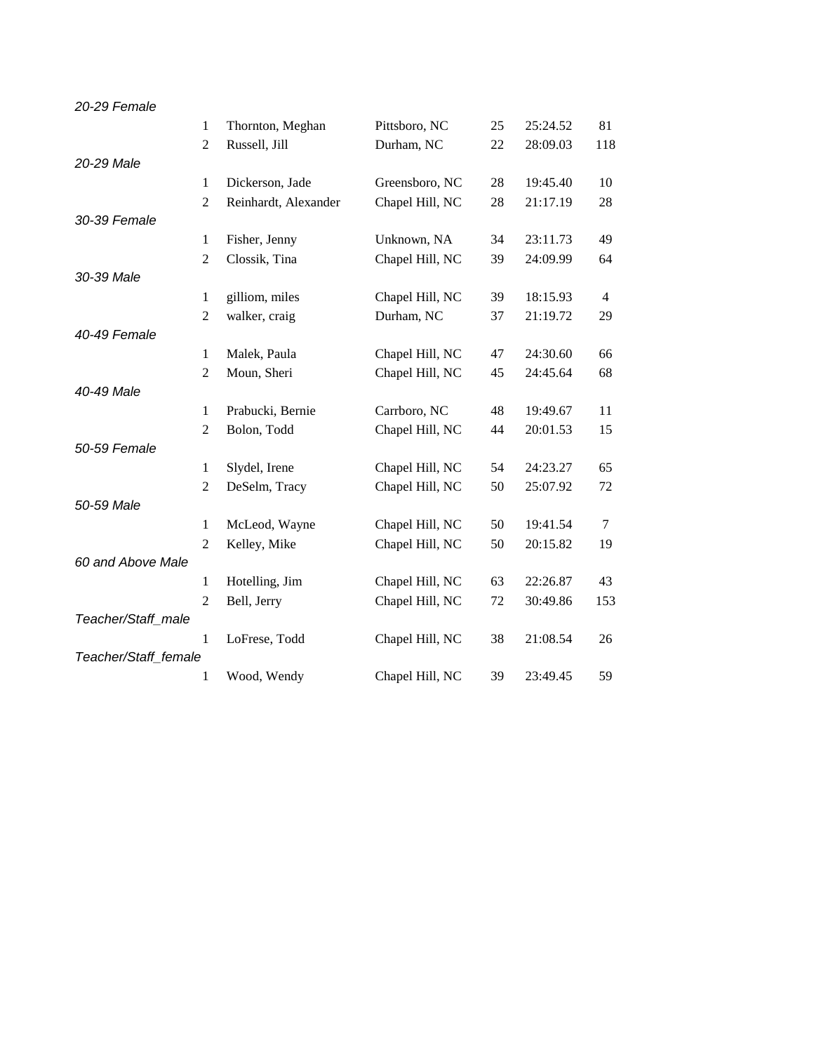| | | | | | | |
|---|---|---|---|---|---|---|
| *20-29 Female* | | | | | | |
| | 1 | Thornton, Meghan | Pittsboro, NC | 25 | 25:24.52 | 81 |
| | 2 | Russell, Jill | Durham, NC | 22 | 28:09.03 | 118 |
| *20-29 Male* | | | | | | |
| | 1 | Dickerson, Jade | Greensboro, NC | 28 | 19:45.40 | 10 |
| | 2 | Reinhardt, Alexander | Chapel Hill, NC | 28 | 21:17.19 | 28 |
| *30-39 Female* | | | | | | |
| | 1 | Fisher, Jenny | Unknown, NA | 34 | 23:11.73 | 49 |
| | 2 | Clossik, Tina | Chapel Hill, NC | 39 | 24:09.99 | 64 |
| *30-39 Male* | | | | | | |
| | 1 | gilliom, miles | Chapel Hill, NC | 39 | 18:15.93 | 4 |
| | 2 | walker, craig | Durham, NC | 37 | 21:19.72 | 29 |
| *40-49 Female* | | | | | | |
| | 1 | Malek, Paula | Chapel Hill, NC | 47 | 24:30.60 | 66 |
| | 2 | Moun, Sheri | Chapel Hill, NC | 45 | 24:45.64 | 68 |
| *40-49 Male* | | | | | | |
| | 1 | Prabucki, Bernie | Carrboro, NC | 48 | 19:49.67 | 11 |
| | 2 | Bolon, Todd | Chapel Hill, NC | 44 | 20:01.53 | 15 |
| *50-59 Female* | | | | | | |
| | 1 | Slydel, Irene | Chapel Hill, NC | 54 | 24:23.27 | 65 |
| | 2 | DeSelm, Tracy | Chapel Hill, NC | 50 | 25:07.92 | 72 |
| *50-59 Male* | | | | | | |
| | 1 | McLeod, Wayne | Chapel Hill, NC | 50 | 19:41.54 | 7 |
| | 2 | Kelley, Mike | Chapel Hill, NC | 50 | 20:15.82 | 19 |
| *60 and Above Male* | | | | | | |
| | 1 | Hotelling, Jim | Chapel Hill, NC | 63 | 22:26.87 | 43 |
| | 2 | Bell, Jerry | Chapel Hill, NC | 72 | 30:49.86 | 153 |
| *Teacher/Staff_male* | | | | | | |
| | 1 | LoFrese, Todd | Chapel Hill, NC | 38 | 21:08.54 | 26 |
| *Teacher/Staff_female* | | | | | | |
| | 1 | Wood, Wendy | Chapel Hill, NC | 39 | 23:49.45 | 59 |